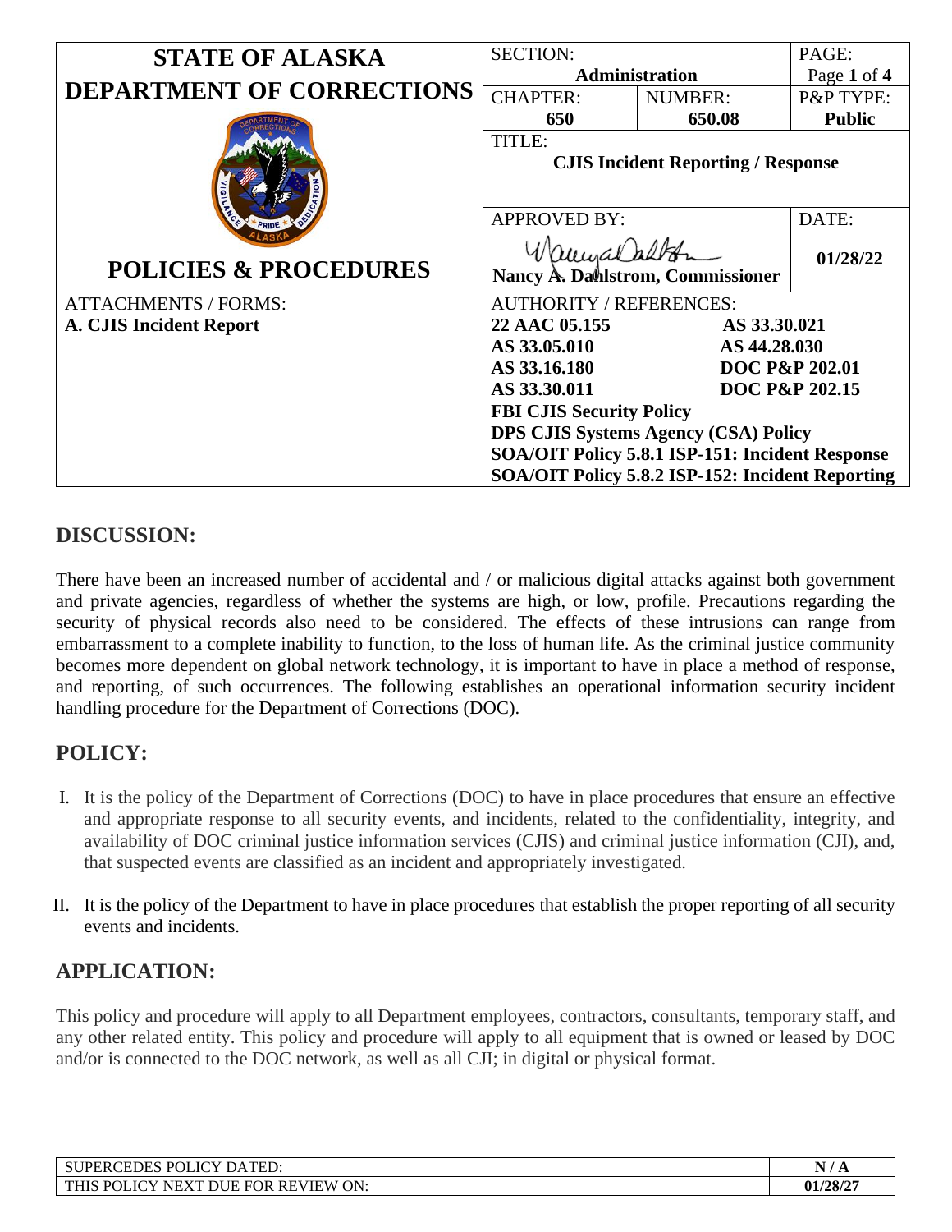| STATE OF ALASKA DEPARTMENT OF CORRECTIONS | SECTION: **Administration** | | PAGE: Page **1** of **4** |
|---|---|---|---|
| | CHAPTER: **650** | NUMBER: **650.08** | P&P TYPE: **Public** |
| | TITLE: **CJIS Incident Reporting / Response** | | |
| **POLICIES & PROCEDURES** | APPROVED BY: **Nancy A. Dahlstrom, Commissioner** | | DATE: **01/28/22** |
| ATTACHMENTS / FORMS: **A. CJIS Incident Report** | AUTHORITY / REFERENCES: **22 AAC 05.155**, **AS 33.30.021**, **AS 33.05.010**, **AS 44.28.030**, **AS 33.16.180**, **DOC P&P 202.01**, **AS 33.30.011**, **DOC P&P 202.15**, **FBI CJIS Security Policy**, **DPS CJIS Systems Agency (CSA) Policy**, **SOA/OIT Policy 5.8.1 ISP-151: Incident Response**, **SOA/OIT Policy 5.8.2 ISP-152: Incident Reporting** | | |

## DISCUSSION:

There have been an increased number of accidental and / or malicious digital attacks against both government and private agencies, regardless of whether the systems are high, or low, profile. Precautions regarding the security of physical records also need to be considered. The effects of these intrusions can range from embarrassment to a complete inability to function, to the loss of human life. As the criminal justice community becomes more dependent on global network technology, it is important to have in place a method of response, and reporting, of such occurrences. The following establishes an operational information security incident handling procedure for the Department of Corrections (DOC).

## POLICY:

I. It is the policy of the Department of Corrections (DOC) to have in place procedures that ensure an effective and appropriate response to all security events, and incidents, related to the confidentiality, integrity, and availability of DOC criminal justice information services (CJIS) and criminal justice information (CJI), and, that suspected events are classified as an incident and appropriately investigated.

II. It is the policy of the Department to have in place procedures that establish the proper reporting of all security events and incidents.

## APPLICATION:

This policy and procedure will apply to all Department employees, contractors, consultants, temporary staff, and any other related entity. This policy and procedure will apply to all equipment that is owned or leased by DOC and/or is connected to the DOC network, as well as all CJI; in digital or physical format.

| SUPERCEDES POLICY DATED: | N / A |
|---|---|
| THIS POLICY NEXT DUE FOR REVIEW ON: | 01/28/27 |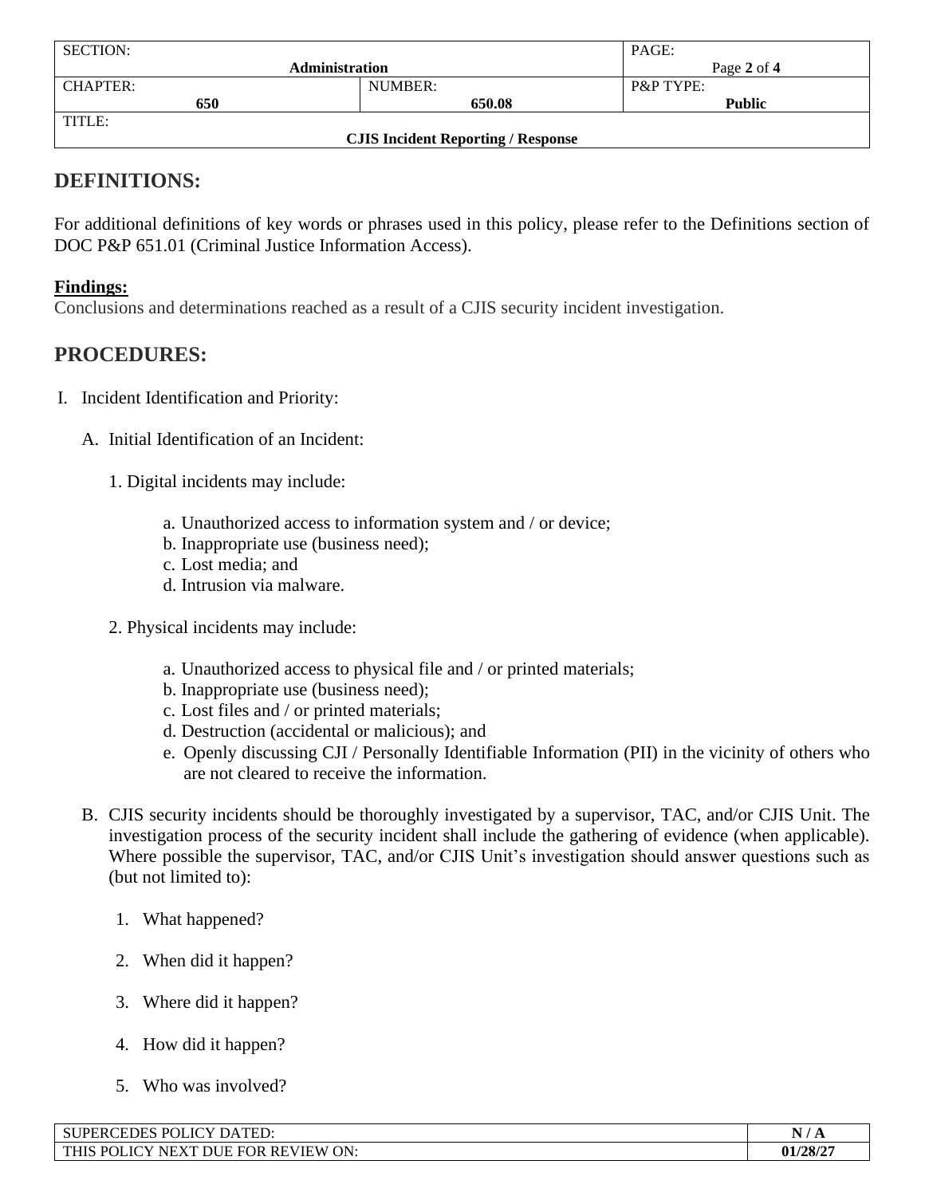## DEFINITIONS:

For additional definitions of key words or phrases used in this policy, please refer to the Definitions section of DOC P&P 651.01 (Criminal Justice Information Access).

**Findings:**

Conclusions and determinations reached as a result of a CJIS security incident investigation.

## PROCEDURES:

I. Incident Identification and Priority:

   A. Initial Identification of an Incident:

      1. Digital incidents may include:

         a. Unauthorized access to information system and / or device;
         b. Inappropriate use (business need);
         c. Lost media; and
         d. Intrusion via malware.

      2. Physical incidents may include:

         a. Unauthorized access to physical file and / or printed materials;
         b. Inappropriate use (business need);
         c. Lost files and / or printed materials;
         d. Destruction (accidental or malicious); and
         e. Openly discussing CJI / Personally Identifiable Information (PII) in the vicinity of others who are not cleared to receive the information.

   B. CJIS security incidents should be thoroughly investigated by a supervisor, TAC, and/or CJIS Unit. The investigation process of the security incident shall include the gathering of evidence (when applicable). Where possible the supervisor, TAC, and/or CJIS Unit's investigation should answer questions such as (but not limited to):

      1. What happened?

      2. When did it happen?

      3. Where did it happen?

      4. How did it happen?

      5. Who was involved?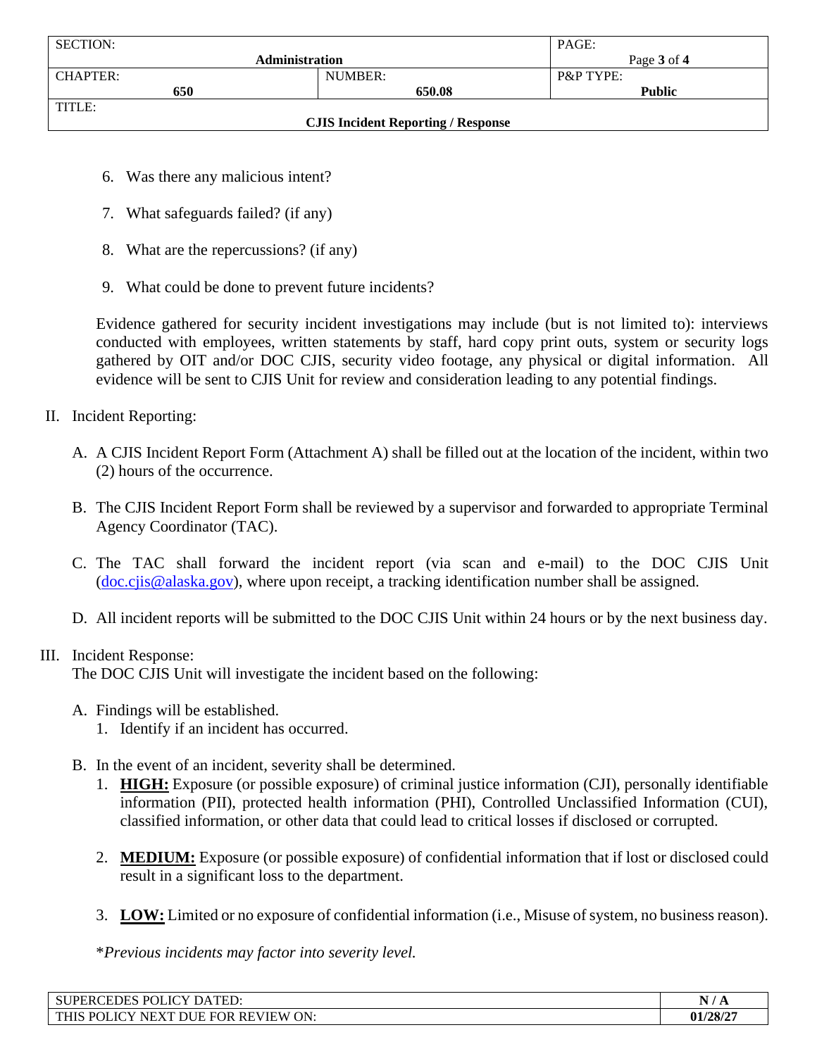6. Was there any malicious intent?

7. What safeguards failed? (if any)

8. What are the repercussions? (if any)

9. What could be done to prevent future incidents?

Evidence gathered for security incident investigations may include (but is not limited to): interviews conducted with employees, written statements by staff, hard copy print outs, system or security logs gathered by OIT and/or DOC CJIS, security video footage, any physical or digital information. All evidence will be sent to CJIS Unit for review and consideration leading to any potential findings.

II. Incident Reporting:

   A. A CJIS Incident Report Form (Attachment A) shall be filled out at the location of the incident, within two (2) hours of the occurrence.

   B. The CJIS Incident Report Form shall be reviewed by a supervisor and forwarded to appropriate Terminal Agency Coordinator (TAC).

   C. The TAC shall forward the incident report (via scan and e-mail) to the DOC CJIS Unit (doc.cjis@alaska.gov), where upon receipt, a tracking identification number shall be assigned.

   D. All incident reports will be submitted to the DOC CJIS Unit within 24 hours or by the next business day.

III. Incident Response:
The DOC CJIS Unit will investigate the incident based on the following:

   A. Findings will be established.
      1. Identify if an incident has occurred.

   B. In the event of an incident, severity shall be determined.
      1. **HIGH:** Exposure (or possible exposure) of criminal justice information (CJI), personally identifiable information (PII), protected health information (PHI), Controlled Unclassified Information (CUI), classified information, or other data that could lead to critical losses if disclosed or corrupted.

      2. **MEDIUM:** Exposure (or possible exposure) of confidential information that if lost or disclosed could result in a significant loss to the department.

      3. **LOW:** Limited or no exposure of confidential information (i.e., Misuse of system, no business reason).

   *\*Previous incidents may factor into severity level.*

| SUPERCEDES POLICY DATED: | N / A |
|---|---|
| THIS POLICY NEXT DUE FOR REVIEW ON: | 01/28/27 |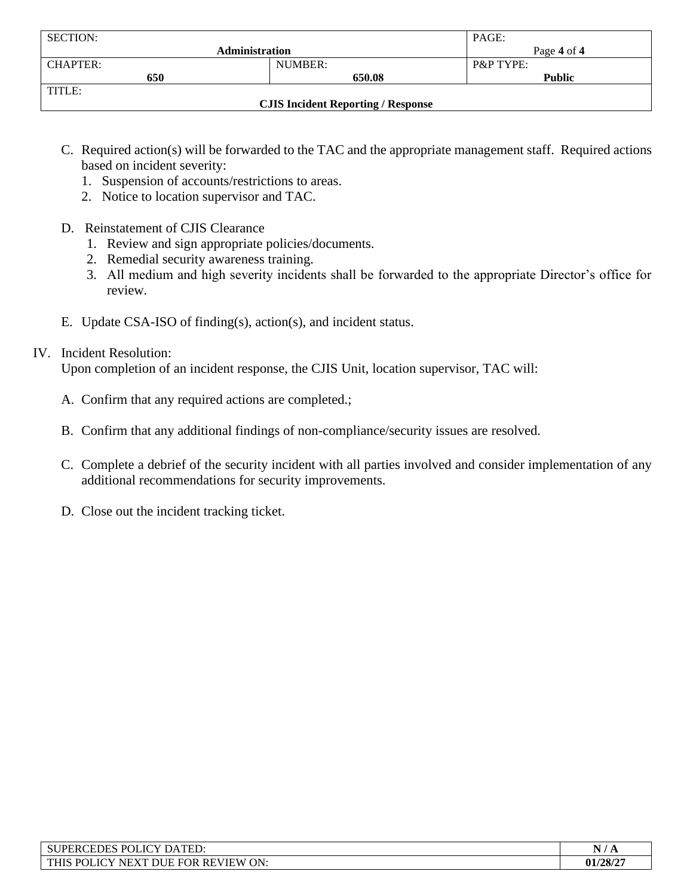C. Required action(s) will be forwarded to the TAC and the appropriate management staff. Required actions based on incident severity:
   1. Suspension of accounts/restrictions to areas.
   2. Notice to location supervisor and TAC.

D. Reinstatement of CJIS Clearance
   1. Review and sign appropriate policies/documents.
   2. Remedial security awareness training.
   3. All medium and high severity incidents shall be forwarded to the appropriate Director's office for review.

E. Update CSA-ISO of finding(s), action(s), and incident status.

IV. Incident Resolution:
Upon completion of an incident response, the CJIS Unit, location supervisor, TAC will:

A. Confirm that any required actions are completed.;

B. Confirm that any additional findings of non-compliance/security issues are resolved.

C. Complete a debrief of the security incident with all parties involved and consider implementation of any additional recommendations for security improvements.

D. Close out the incident tracking ticket.

| | |
|---|---|
| SUPERCEDES POLICY DATED: | **N / A** |
| THIS POLICY NEXT DUE FOR REVIEW ON: | **01/28/27** |